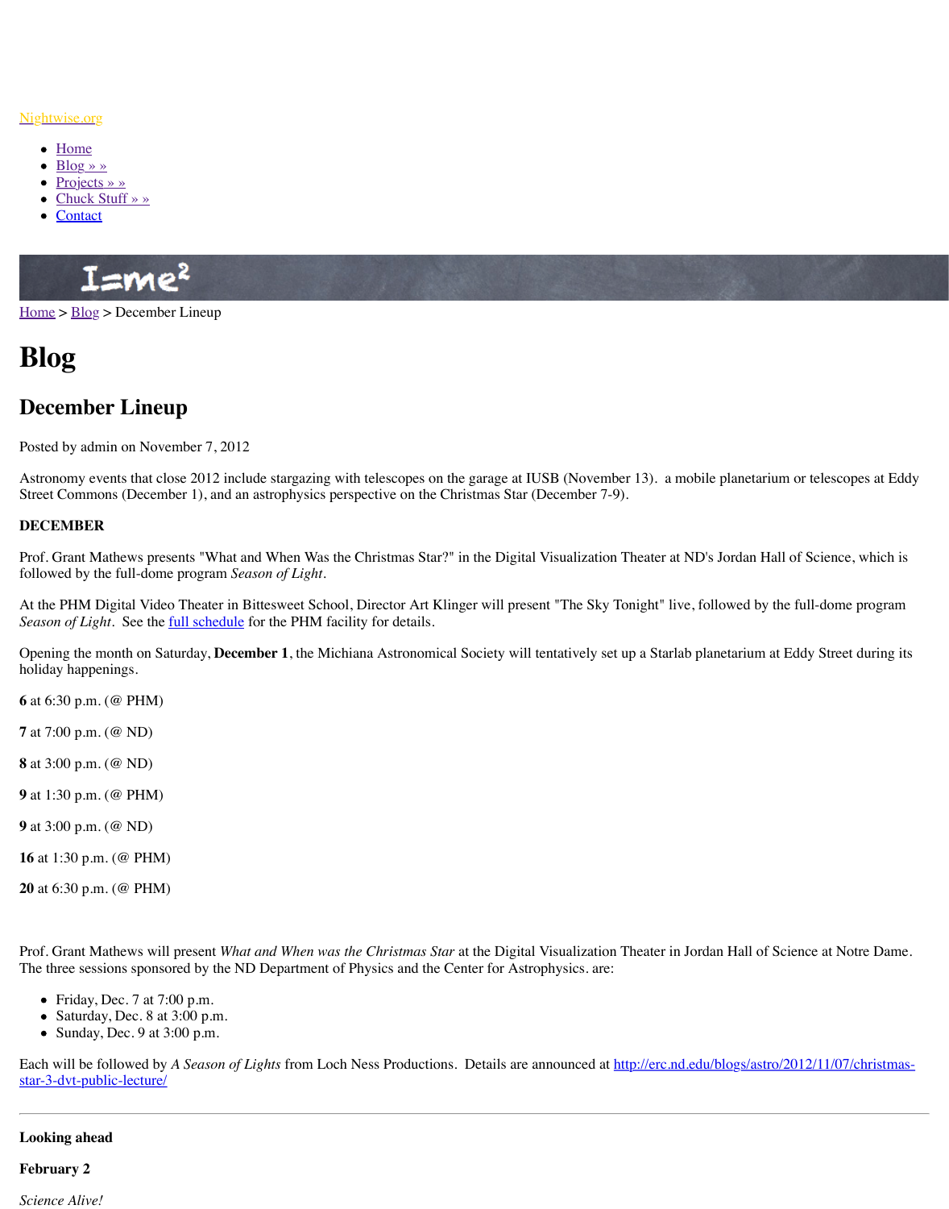[Nightwise.org](Nightwise.org)

- Home
- Blog » »
- Projects » »
- Chuck Stuff » »
- Contact

Home > Blog > December Lineup

# Blog

## December Lineup

Posted by admin on November 7, 2012

Astronomy events that close 2012 include stargazing with telescopes on the garage at IUSB (November 13). a mobile planetarium or telescopes at Eddy Street Commons (December 1), and an astrophysics perspective on the Christmas Star (December 7-9).

**DECEMBER**

Prof. Grant Mathews presents "What and When Was the Christmas Star?" in the Digital Visualization Theater at ND's Jordan Hall of Science, which is followed by the full-dome program *Season of Light*.

At the PHM Digital Video Theater in Bittesweet School, Director Art Klinger will present "The Sky Tonight" live, followed by the full-dome program *Season of Light*. See the full schedule for the PHM facility for details.

Opening the month on Saturday, **December 1**, the Michiana Astronomical Society will tentatively set up a Starlab planetarium at Eddy Street during its holiday happenings.

**6** at 6:30 p.m. (@ PHM)

**7** at 7:00 p.m. (@ ND)

**8** at 3:00 p.m. (@ ND)

**9** at 1:30 p.m. (@ PHM)

**9** at 3:00 p.m. (@ ND)

**16** at 1:30 p.m. (@ PHM)

**20** at 6:30 p.m. (@ PHM)

Prof. Grant Mathews will present *What and When was the Christmas Star* at the Digital Visualization Theater in Jordan Hall of Science at Notre Dame. The three sessions sponsored by the ND Department of Physics and the Center for Astrophysics. are:

- Friday, Dec. 7 at 7:00 p.m.
- Saturday, Dec. 8 at 3:00 p.m.
- Sunday, Dec. 9 at 3:00 p.m.

Each will be followed by *A Season of Lights* from Loch Ness Productions. Details are announced at http://erc.nd.edu/blogs/astro/2012/11/07/christmas-star-3-dvt-public-lecture/

---

**Looking ahead**

**February 2**

*Science Alive!*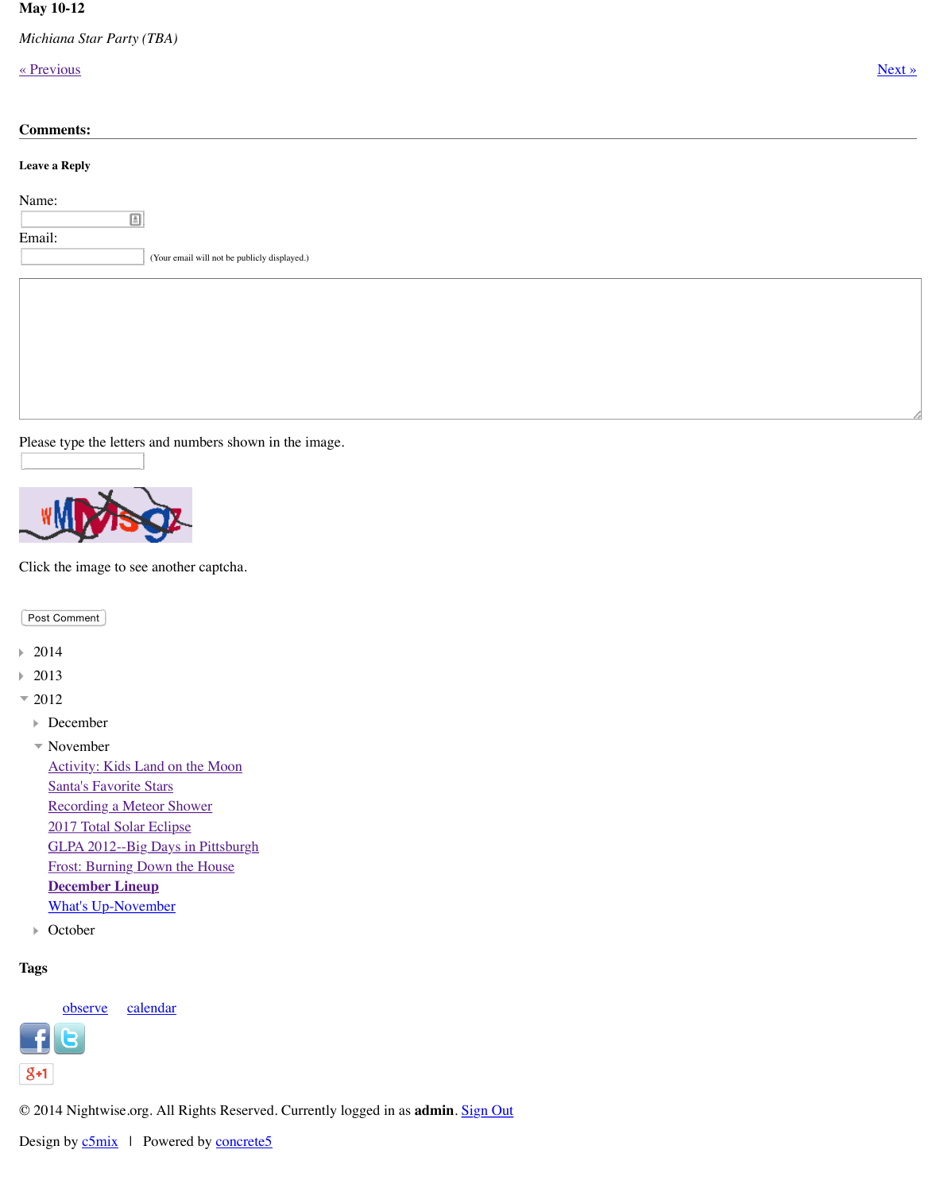**May 10-12**

*Michiana Star Party (TBA)*

« Previous

Next »

**Comments:**

**Leave a Reply**

Name:

Email:

(Your email will not be publicly displayed.)

Please type the letters and numbers shown in the image.

Click the image to see another captcha.

Post Comment

- 2014
- 2013
- 2012
  - December
  - November
    - Activity: Kids Land on the Moon
    - Santa's Favorite Stars
    - Recording a Meteor Shower
    - 2017 Total Solar Eclipse
    - GLPA 2012--Big Days in Pittsburgh
    - Frost: Burning Down the House
    - **December Lineup**
    - What's Up-November
  - October

**Tags**

observe calendar

© 2014 Nightwise.org. All Rights Reserved. Currently logged in as **admin**. Sign Out

Design by c5mix | Powered by concrete5